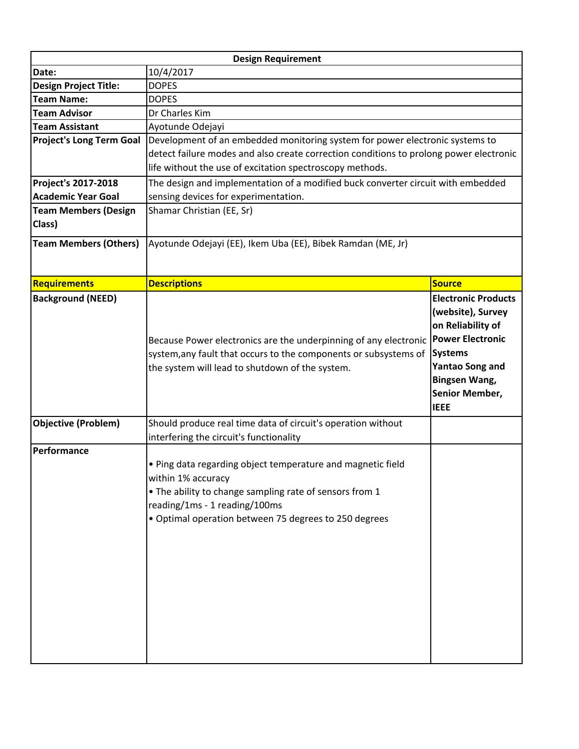| Design Requirement | | |
|---|---|---|
| **Date:** | 10/4/2017 | |
| **Design Project Title:** | DOPES | |
| **Team Name:** | DOPES | |
| **Team Advisor** | Dr Charles Kim | |
| **Team Assistant** | Ayotunde Odejayi | |
| **Project's Long Term Goal** | Development of an embedded monitoring system for power electronic systems to detect failure modes and also create correction conditions to prolong power electronic life without the use of excitation spectroscopy methods. | |
| **Project's 2017-2018 Academic Year Goal** | The design and implementation of a modified buck converter circuit with embedded sensing devices for experimentation. | |
| **Team Members (Design Class)** | Shamar Christian (EE, Sr) | |
| **Team Members (Others)** | Ayotunde Odejayi (EE), Ikem Uba (EE), Bibek Ramdan (ME, Jr) | |
| **Requirements** | **Descriptions** | **Source** |
| **Background (NEED)** | Because Power electronics are the underpinning of any electronic system,any fault that occurs to the components or subsystems of the system will lead to shutdown of the system. | **Electronic Products (website), Survey on Reliability of Power Electronic Systems Yantao Song and Bingsen Wang, Senior Member, IEEE** |
| **Objective (Problem)** | Should produce real time data of circuit's operation without interfering the circuit's functionality | |
| **Performance** | • Ping data regarding object temperature and magnetic field within 1% accuracy<br>• The ability to change sampling rate of sensors from 1 reading/1ms - 1 reading/100ms<br>• Optimal operation between 75 degrees to 250 degrees | |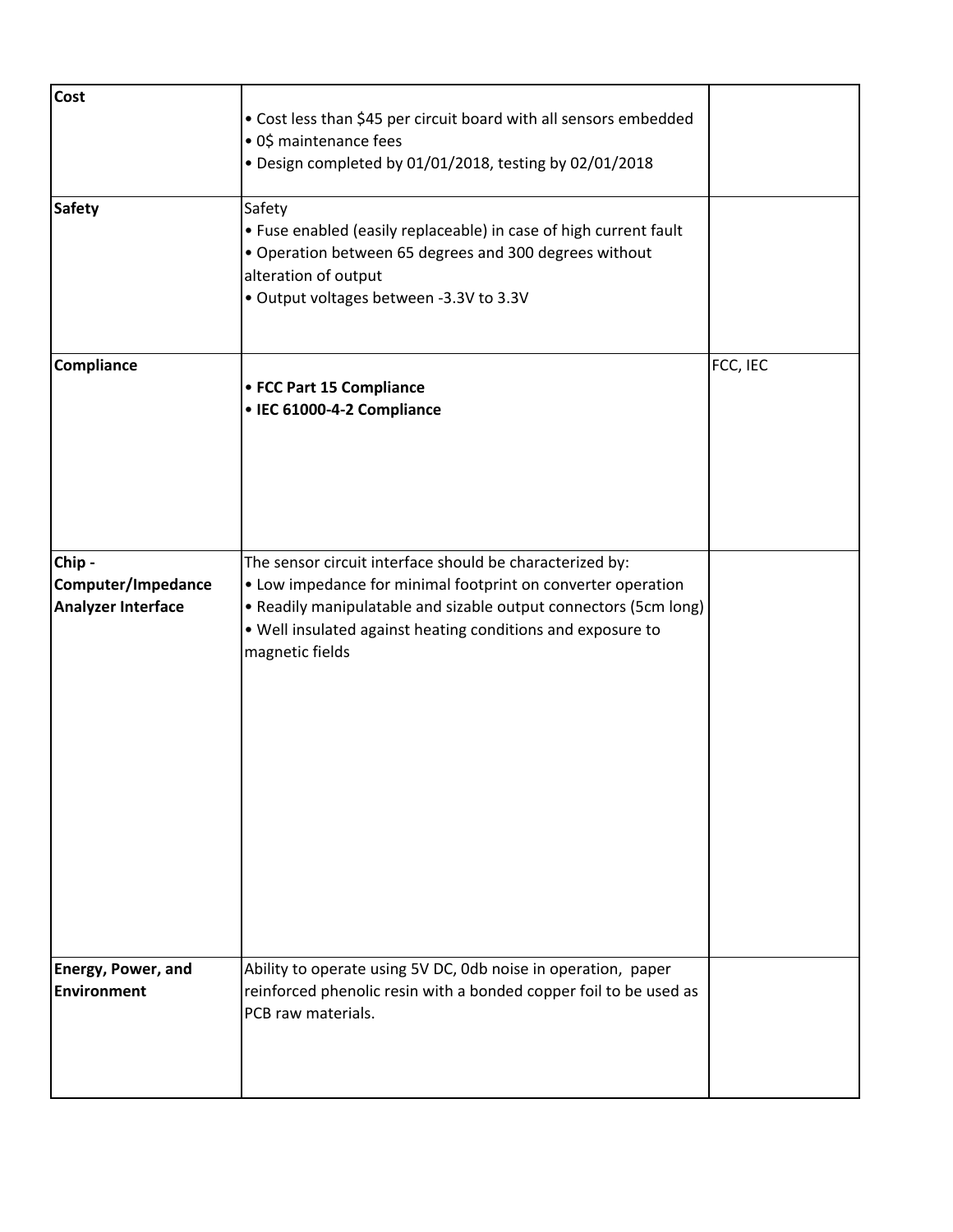| | | |
|---|---|---|
| **Cost** | • Cost less than $45 per circuit board with all sensors embedded<br>• 0$ maintenance fees<br>• Design completed by 01/01/2018, testing by 02/01/2018 | |
| **Safety** | Safety<br>• Fuse enabled (easily replaceable) in case of high current fault<br>• Operation between 65 degrees and 300 degrees without alteration of output<br>• Output voltages between -3.3V to 3.3V | |
| **Compliance** | • **FCC Part 15 Compliance**<br>• **IEC 61000-4-2 Compliance** | FCC, IEC |
| **Chip - Computer/Impedance Analyzer Interface** | The sensor circuit interface should be characterized by:<br>• Low impedance for minimal footprint on converter operation<br>• Readily manipulatable and sizable output connectors (5cm long)<br>• Well insulated against heating conditions and exposure to magnetic fields | |
| **Energy, Power, and Environment** | Ability to operate using 5V DC, 0db noise in operation, paper reinforced phenolic resin with a bonded copper foil to be used as PCB raw materials. | |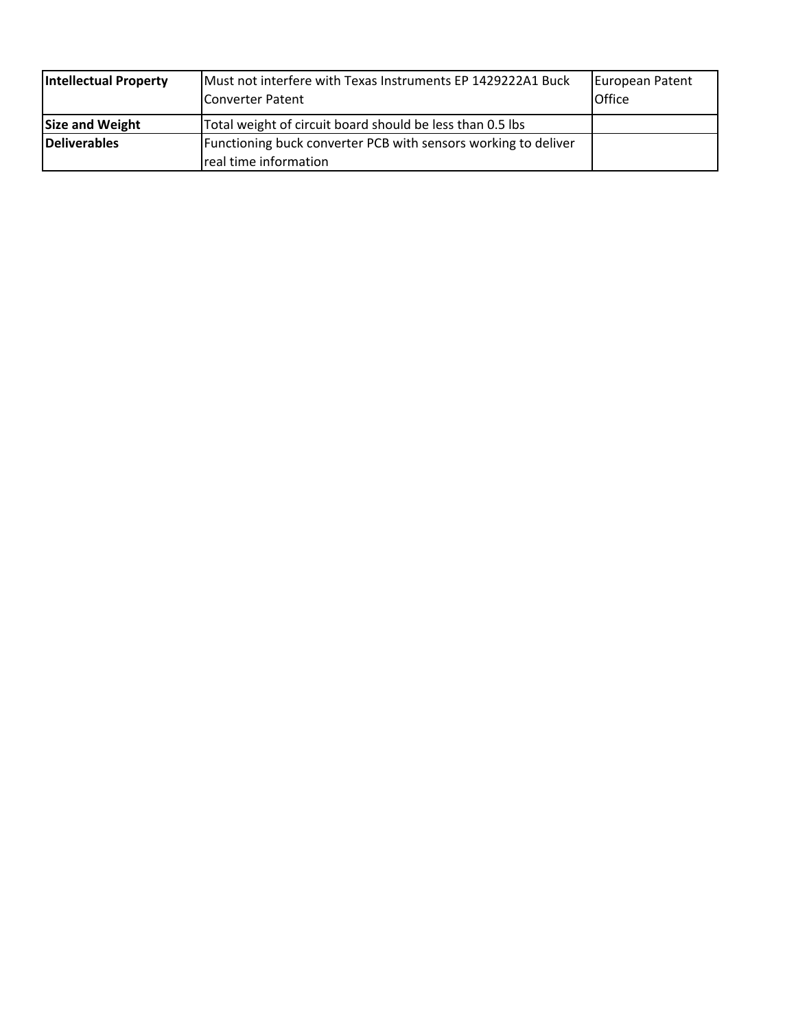| | | |
|---|---|---|
| **Intellectual Property** | Must not interfere with Texas Instruments EP 1429222A1 Buck Converter Patent | European Patent Office |
| **Size and Weight** | Total weight of circuit board should be less than 0.5 lbs | |
| **Deliverables** | Functioning buck converter PCB with sensors working to deliver real time information | |